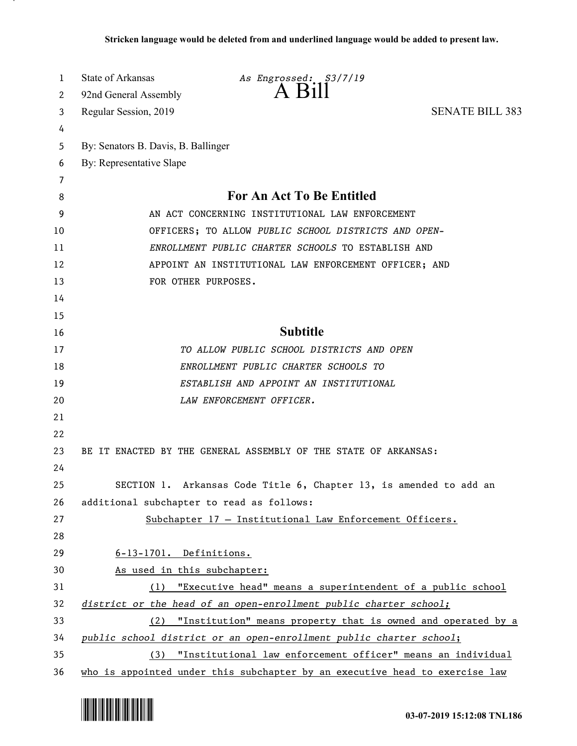Stricken language would be deleted from and underlined language would be added to present law.

State of Arkansas *As Engrossed: S3/7/19*
92nd General Assembly
# A Bill
Regular Session, 2019 SENATE BILL 383

By: Senators B. Davis, B. Ballinger
By: Representative Slape

## For An Act To Be Entitled

AN ACT CONCERNING INSTITUTIONAL LAW ENFORCEMENT OFFICERS; TO ALLOW *PUBLIC SCHOOL DISTRICTS AND OPEN-ENROLLMENT PUBLIC CHARTER SCHOOLS* TO ESTABLISH AND APPOINT AN INSTITUTIONAL LAW ENFORCEMENT OFFICER; AND FOR OTHER PURPOSES.

## Subtitle

*TO ALLOW PUBLIC SCHOOL DISTRICTS AND OPEN ENROLLMENT PUBLIC CHARTER SCHOOLS TO ESTABLISH AND APPOINT AN INSTITUTIONAL LAW ENFORCEMENT OFFICER.*

BE IT ENACTED BY THE GENERAL ASSEMBLY OF THE STATE OF ARKANSAS:

SECTION 1. Arkansas Code Title 6, Chapter 13, is amended to add an additional subchapter to read as follows:

Subchapter 17 — Institutional Law Enforcement Officers.

6-13-1701. Definitions.

As used in this subchapter:

(1) "Executive head" means a superintendent of a public school *district or the head of an open-enrollment public charter school;*

(2) "Institution" means property that is owned and operated by a *public school district or an open-enrollment public charter school*;

(3) "Institutional law enforcement officer" means an individual who is appointed under this subchapter by an executive head to exercise law

03-07-2019 15:12:08 TNL186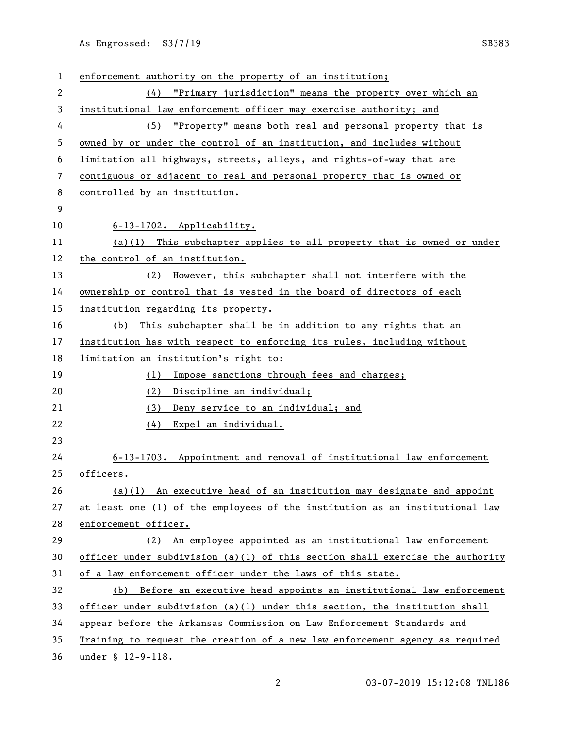enforcement authority on the property of an institution;

(4) "Primary jurisdiction" means the property over which an institutional law enforcement officer may exercise authority; and

(5) "Property" means both real and personal property that is owned by or under the control of an institution, and includes without limitation all highways, streets, alleys, and rights-of-way that are contiguous or adjacent to real and personal property that is owned or controlled by an institution.

6-13-1702. Applicability.

(a)(1) This subchapter applies to all property that is owned or under the control of an institution.

(2) However, this subchapter shall not interfere with the ownership or control that is vested in the board of directors of each institution regarding its property.

(b) This subchapter shall be in addition to any rights that an institution has with respect to enforcing its rules, including without limitation an institution's right to:

(1) Impose sanctions through fees and charges;

(2) Discipline an individual;

(3) Deny service to an individual; and

(4) Expel an individual.

6-13-1703. Appointment and removal of institutional law enforcement officers.

(a)(1) An executive head of an institution may designate and appoint at least one (1) of the employees of the institution as an institutional law enforcement officer.

(2) An employee appointed as an institutional law enforcement officer under subdivision (a)(1) of this section shall exercise the authority of a law enforcement officer under the laws of this state.

(b) Before an executive head appoints an institutional law enforcement officer under subdivision (a)(1) under this section, the institution shall appear before the Arkansas Commission on Law Enforcement Standards and Training to request the creation of a new law enforcement agency as required under § 12-9-118.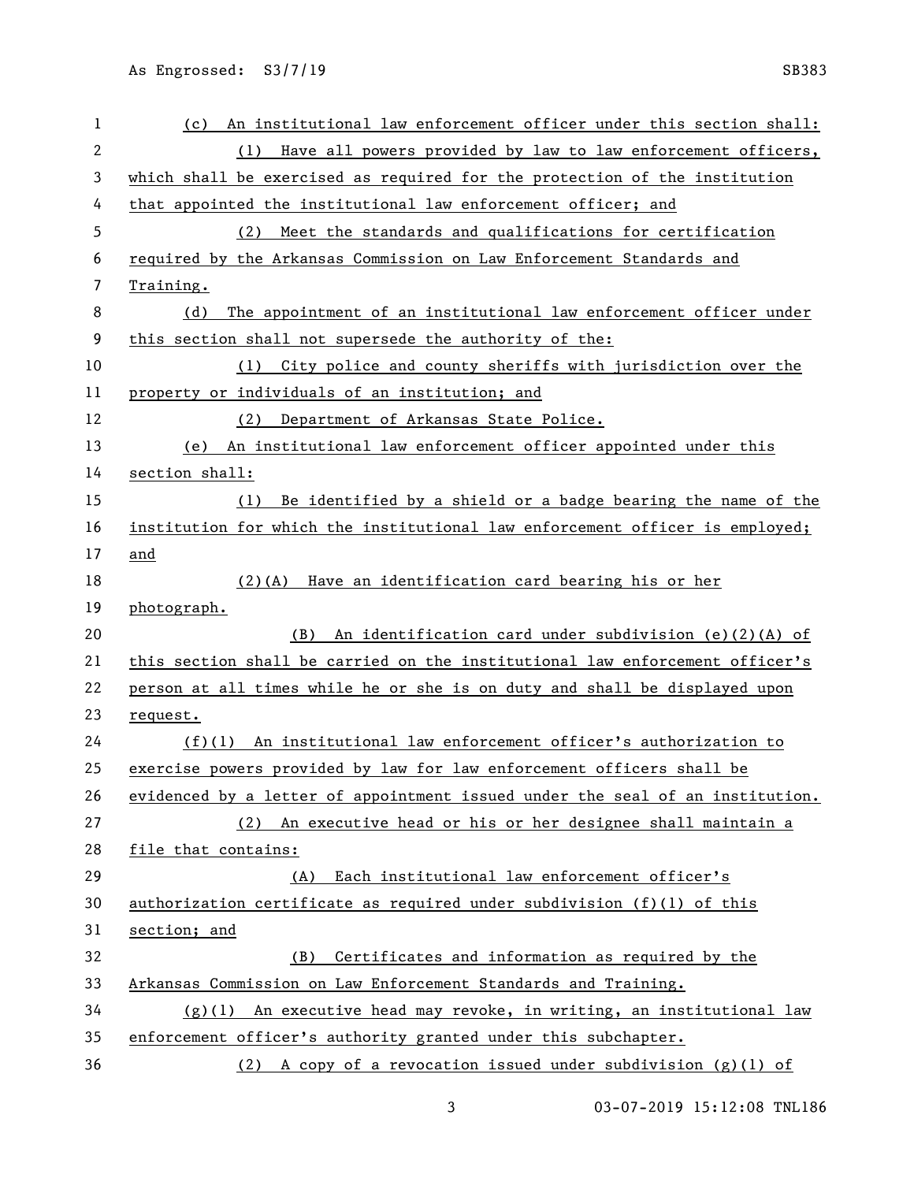(c) An institutional law enforcement officer under this section shall:

(1) Have all powers provided by law to law enforcement officers, which shall be exercised as required for the protection of the institution that appointed the institutional law enforcement officer; and

(2) Meet the standards and qualifications for certification required by the Arkansas Commission on Law Enforcement Standards and Training.

(d) The appointment of an institutional law enforcement officer under this section shall not supersede the authority of the:

(1) City police and county sheriffs with jurisdiction over the property or individuals of an institution; and

(2) Department of Arkansas State Police.

(e) An institutional law enforcement officer appointed under this section shall:

(1) Be identified by a shield or a badge bearing the name of the institution for which the institutional law enforcement officer is employed; and

(2)(A) Have an identification card bearing his or her photograph.

(B) An identification card under subdivision (e)(2)(A) of this section shall be carried on the institutional law enforcement officer's person at all times while he or she is on duty and shall be displayed upon request.

(f)(1) An institutional law enforcement officer's authorization to exercise powers provided by law for law enforcement officers shall be evidenced by a letter of appointment issued under the seal of an institution.

(2) An executive head or his or her designee shall maintain a file that contains:

(A) Each institutional law enforcement officer's authorization certificate as required under subdivision (f)(1) of this section; and

(B) Certificates and information as required by the Arkansas Commission on Law Enforcement Standards and Training.

(g)(1) An executive head may revoke, in writing, an institutional law enforcement officer's authority granted under this subchapter.

(2) A copy of a revocation issued under subdivision (g)(1) of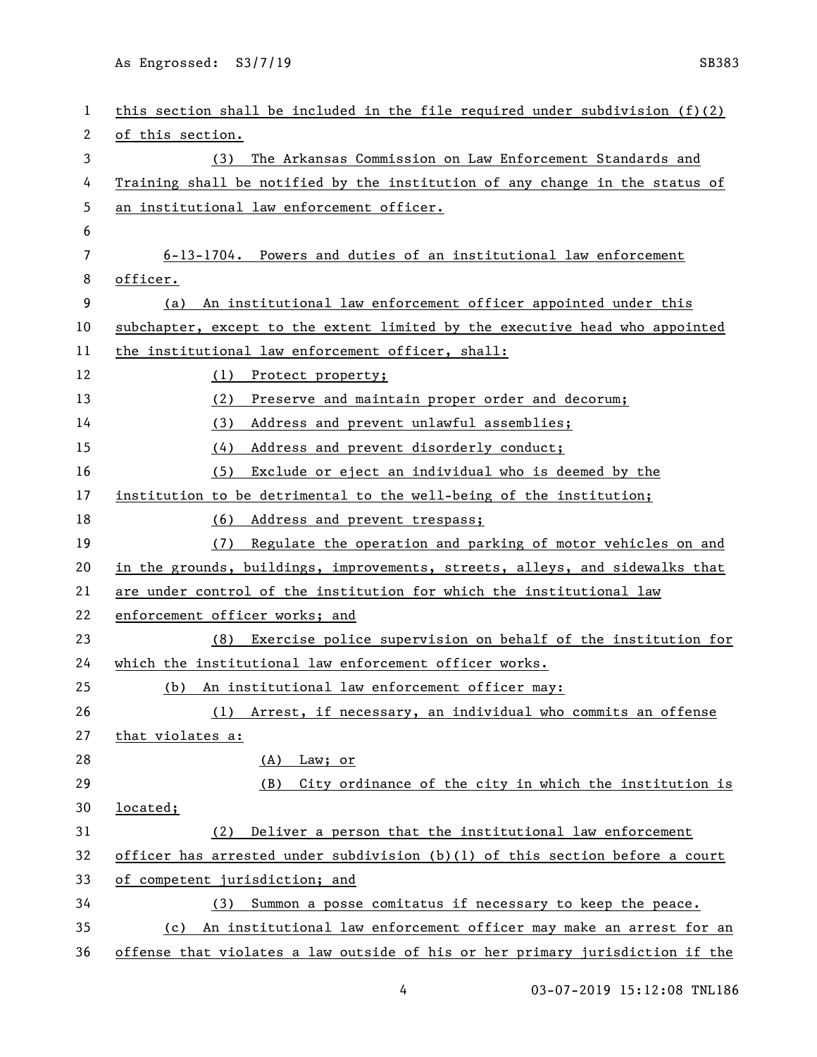this section shall be included in the file required under subdivision (f)(2) of this section.

(3) The Arkansas Commission on Law Enforcement Standards and Training shall be notified by the institution of any change in the status of an institutional law enforcement officer.

6-13-1704. Powers and duties of an institutional law enforcement officer.

(a) An institutional law enforcement officer appointed under this subchapter, except to the extent limited by the executive head who appointed the institutional law enforcement officer, shall:

(1) Protect property;

(2) Preserve and maintain proper order and decorum;

(3) Address and prevent unlawful assemblies;

(4) Address and prevent disorderly conduct;

(5) Exclude or eject an individual who is deemed by the institution to be detrimental to the well-being of the institution;

(6) Address and prevent trespass;

(7) Regulate the operation and parking of motor vehicles on and in the grounds, buildings, improvements, streets, alleys, and sidewalks that are under control of the institution for which the institutional law enforcement officer works; and

(8) Exercise police supervision on behalf of the institution for which the institutional law enforcement officer works.

(b) An institutional law enforcement officer may:

(1) Arrest, if necessary, an individual who commits an offense that violates a:

(A) Law; or

(B) City ordinance of the city in which the institution is located;

(2) Deliver a person that the institutional law enforcement officer has arrested under subdivision (b)(1) of this section before a court of competent jurisdiction; and

(3) Summon a posse comitatus if necessary to keep the peace.

(c) An institutional law enforcement officer may make an arrest for an offense that violates a law outside of his or her primary jurisdiction if the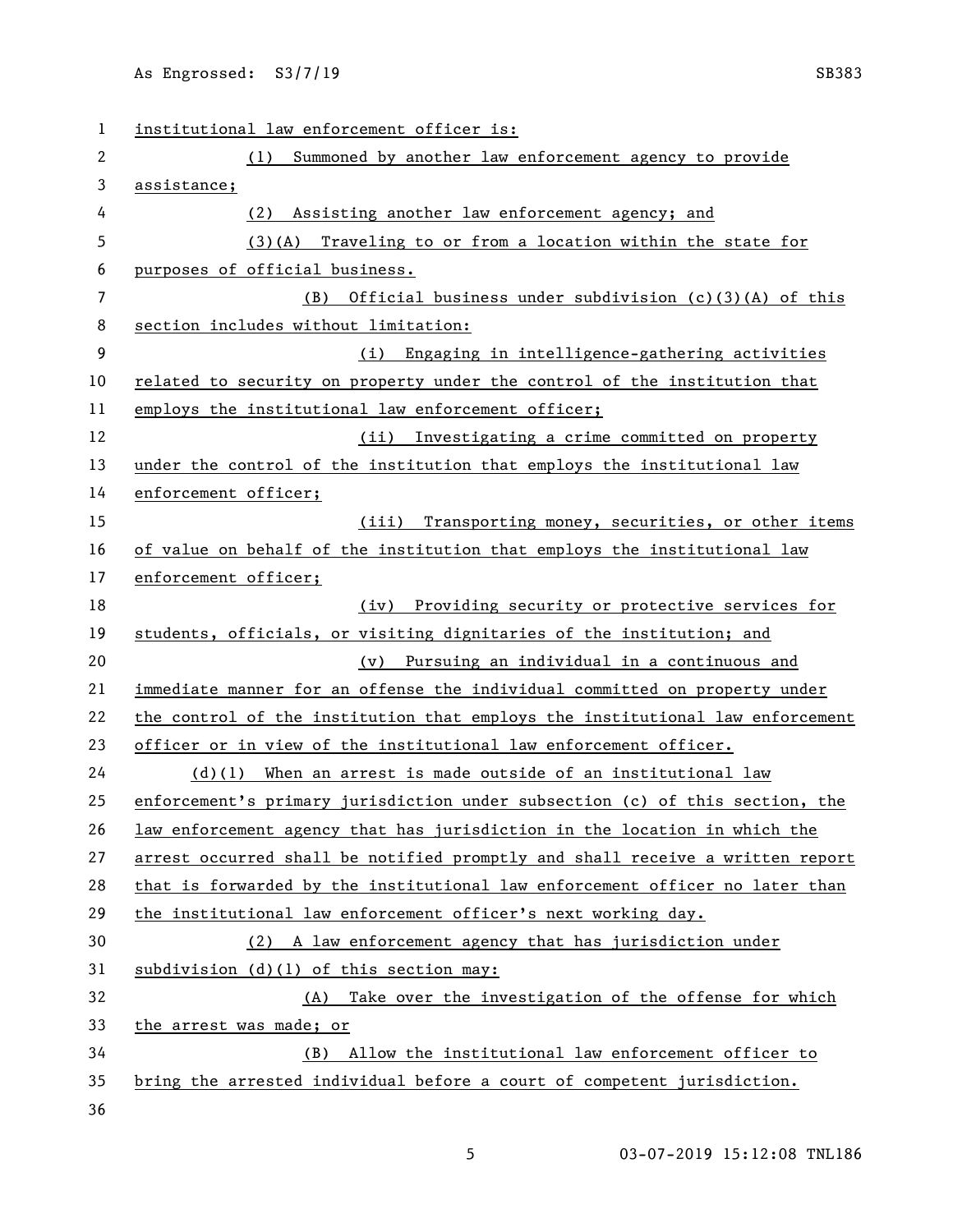institutional law enforcement officer is:

(1) Summoned by another law enforcement agency to provide assistance;

(2) Assisting another law enforcement agency; and

(3)(A) Traveling to or from a location within the state for purposes of official business.

(B) Official business under subdivision (c)(3)(A) of this section includes without limitation:

(i) Engaging in intelligence-gathering activities related to security on property under the control of the institution that employs the institutional law enforcement officer;

(ii) Investigating a crime committed on property under the control of the institution that employs the institutional law enforcement officer;

(iii) Transporting money, securities, or other items of value on behalf of the institution that employs the institutional law enforcement officer;

(iv) Providing security or protective services for students, officials, or visiting dignitaries of the institution; and

(v) Pursuing an individual in a continuous and immediate manner for an offense the individual committed on property under the control of the institution that employs the institutional law enforcement officer or in view of the institutional law enforcement officer.

(d)(1) When an arrest is made outside of an institutional law enforcement's primary jurisdiction under subsection (c) of this section, the law enforcement agency that has jurisdiction in the location in which the arrest occurred shall be notified promptly and shall receive a written report that is forwarded by the institutional law enforcement officer no later than the institutional law enforcement officer's next working day.

(2) A law enforcement agency that has jurisdiction under subdivision (d)(1) of this section may:

(A) Take over the investigation of the offense for which the arrest was made; or

(B) Allow the institutional law enforcement officer to bring the arrested individual before a court of competent jurisdiction.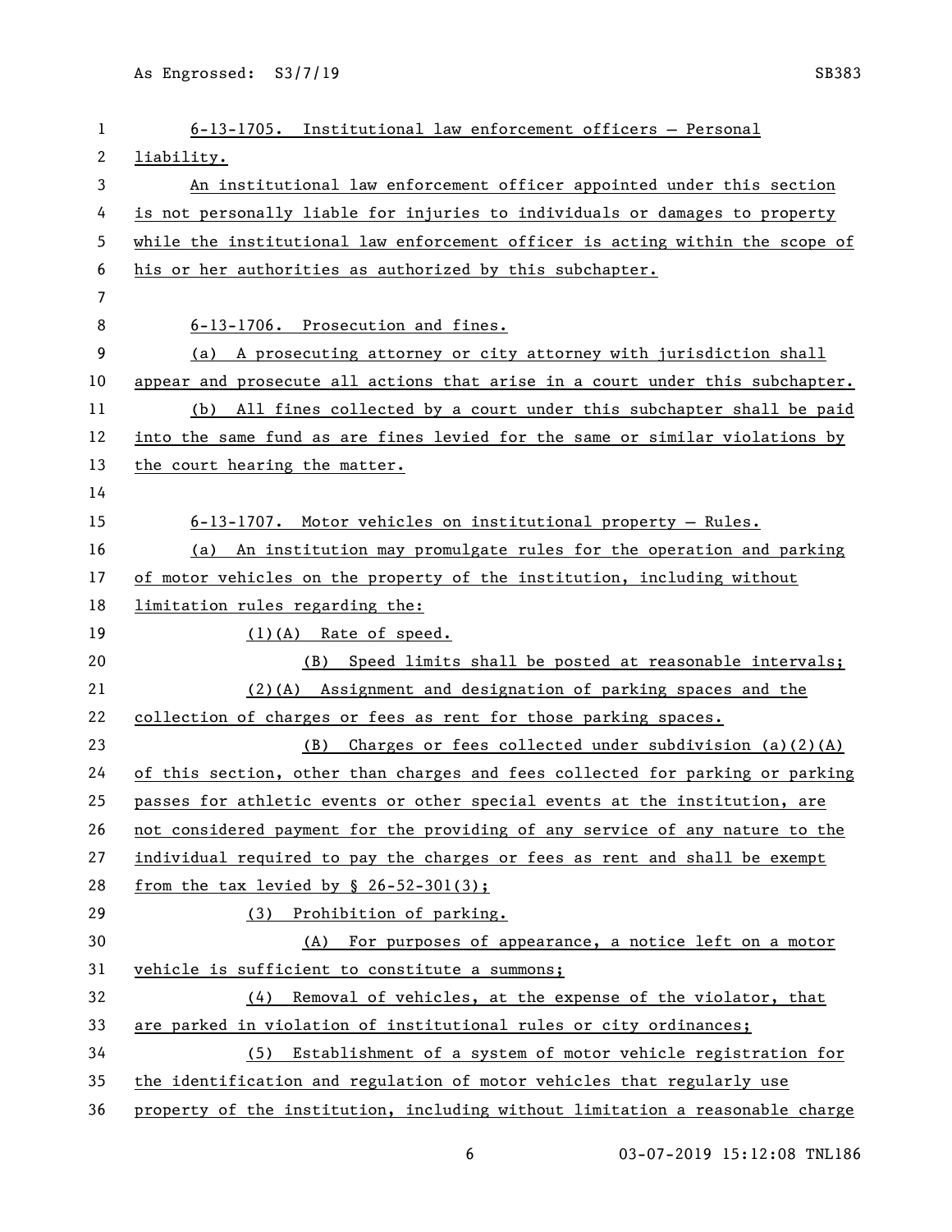6-13-1705. Institutional law enforcement officers — Personal liability.

An institutional law enforcement officer appointed under this section is not personally liable for injuries to individuals or damages to property while the institutional law enforcement officer is acting within the scope of his or her authorities as authorized by this subchapter.

6-13-1706. Prosecution and fines.

(a) A prosecuting attorney or city attorney with jurisdiction shall appear and prosecute all actions that arise in a court under this subchapter.

(b) All fines collected by a court under this subchapter shall be paid into the same fund as are fines levied for the same or similar violations by the court hearing the matter.

6-13-1707. Motor vehicles on institutional property — Rules.

(a) An institution may promulgate rules for the operation and parking of motor vehicles on the property of the institution, including without limitation rules regarding the:

(1)(A) Rate of speed.

(B) Speed limits shall be posted at reasonable intervals;

(2)(A) Assignment and designation of parking spaces and the collection of charges or fees as rent for those parking spaces.

(B) Charges or fees collected under subdivision (a)(2)(A) of this section, other than charges and fees collected for parking or parking passes for athletic events or other special events at the institution, are not considered payment for the providing of any service of any nature to the individual required to pay the charges or fees as rent and shall be exempt from the tax levied by § 26-52-301(3);

(3) Prohibition of parking.

(A) For purposes of appearance, a notice left on a motor vehicle is sufficient to constitute a summons;

(4) Removal of vehicles, at the expense of the violator, that are parked in violation of institutional rules or city ordinances;

(5) Establishment of a system of motor vehicle registration for the identification and regulation of motor vehicles that regularly use property of the institution, including without limitation a reasonable charge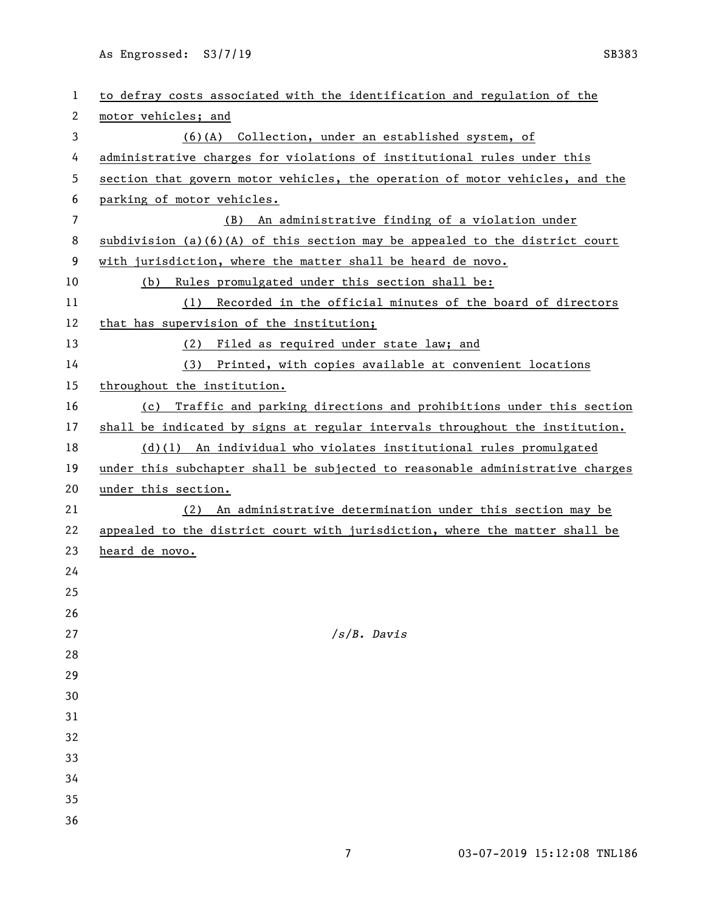to defray costs associated with the identification and regulation of the motor vehicles; and

(6)(A) Collection, under an established system, of administrative charges for violations of institutional rules under this section that govern motor vehicles, the operation of motor vehicles, and the parking of motor vehicles.

(B) An administrative finding of a violation under subdivision (a)(6)(A) of this section may be appealed to the district court with jurisdiction, where the matter shall be heard de novo.

(b) Rules promulgated under this section shall be:

(1) Recorded in the official minutes of the board of directors that has supervision of the institution;

(2) Filed as required under state law; and

(3) Printed, with copies available at convenient locations throughout the institution.

(c) Traffic and parking directions and prohibitions under this section shall be indicated by signs at regular intervals throughout the institution.

(d)(1) An individual who violates institutional rules promulgated under this subchapter shall be subjected to reasonable administrative charges under this section.

(2) An administrative determination under this section may be appealed to the district court with jurisdiction, where the matter shall be heard de novo.

*/s/B. Davis*